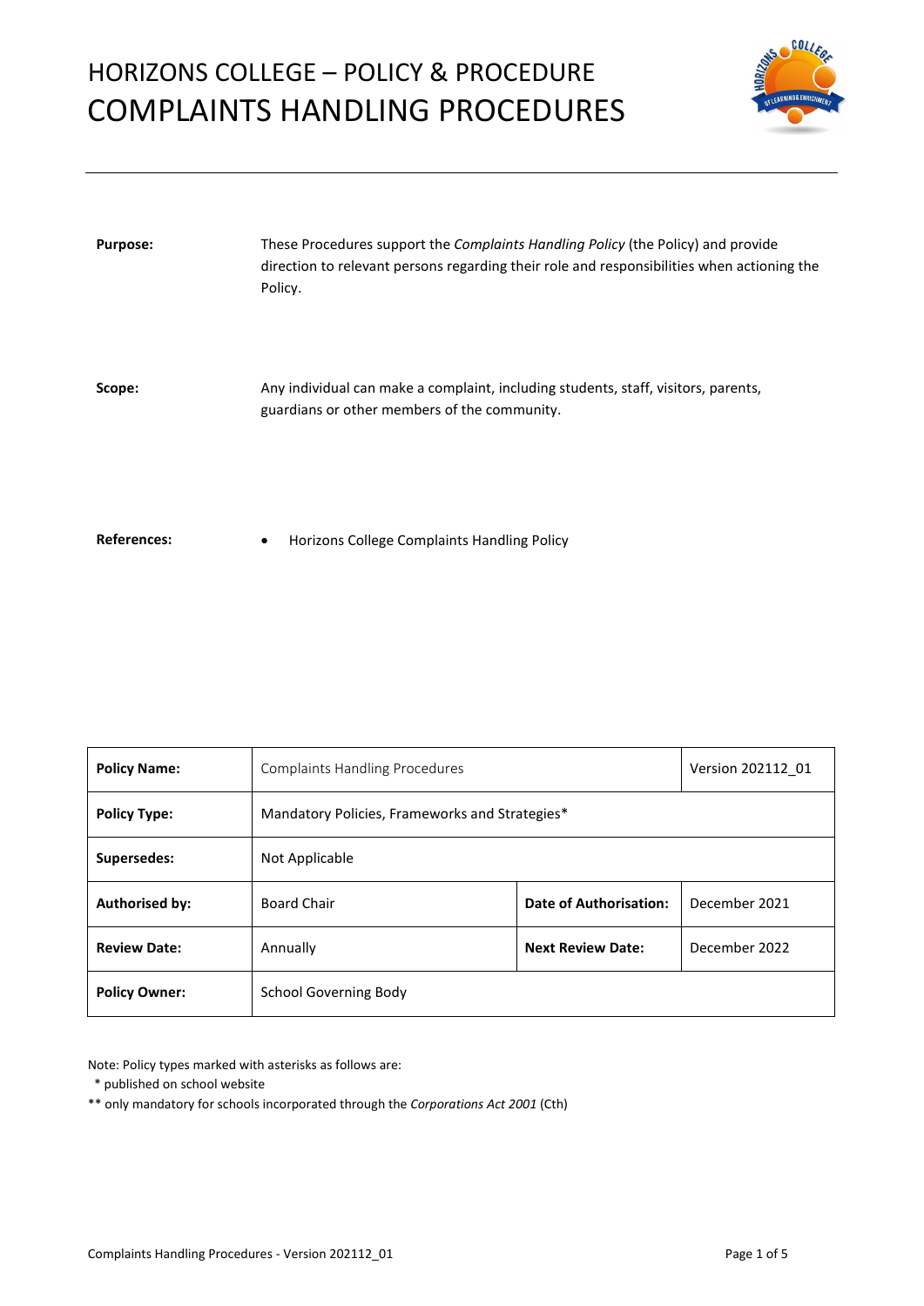# HORIZONS COLLEGE – POLICY & PROCEDURE

# COMPLAINTS HANDLING PROCEDURES

**Purpose:** These Procedures support the *Complaints Handling Policy* (the Policy) and provide direction to relevant persons regarding their role and responsibilities when actioning the Policy.

**Scope:** Any individual can make a complaint, including students, staff, visitors, parents, guardians or other members of the community.

**References:**

- Horizons College Complaints Handling Policy

| **Policy Name:** | Complaints Handling Procedures | | Version 202112_01 |
|---|---|---|---|
| **Policy Type:** | Mandatory Policies, Frameworks and Strategies* | | |
| **Supersedes:** | Not Applicable | | |
| **Authorised by:** | Board Chair | **Date of Authorisation:** | December 2021 |
| **Review Date:** | Annually | **Next Review Date:** | December 2022 |
| **Policy Owner:** | School Governing Body | | |

Note: Policy types marked with asterisks as follows are:

\* published on school website

\*\* only mandatory for schools incorporated through the *Corporations Act 2001* (Cth)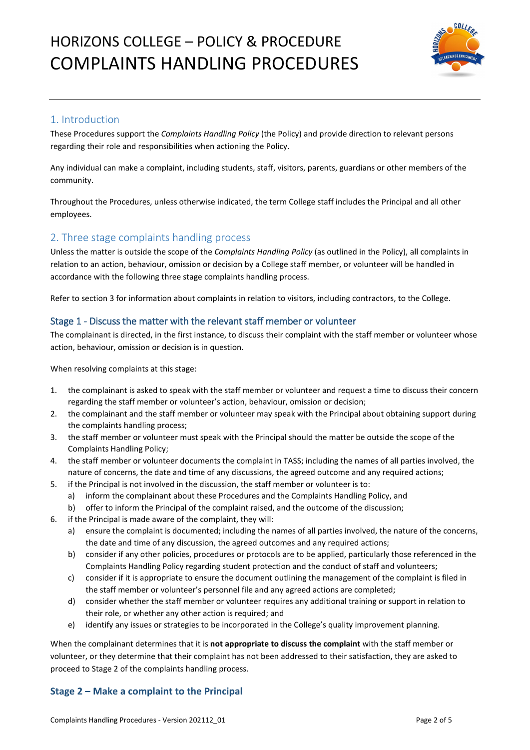# HORIZONS COLLEGE – POLICY & PROCEDURE
# COMPLAINTS HANDLING PROCEDURES

## 1. Introduction

These Procedures support the *Complaints Handling Policy* (the Policy) and provide direction to relevant persons regarding their role and responsibilities when actioning the Policy.

Any individual can make a complaint, including students, staff, visitors, parents, guardians or other members of the community.

Throughout the Procedures, unless otherwise indicated, the term College staff includes the Principal and all other employees.

## 2. Three stage complaints handling process

Unless the matter is outside the scope of the *Complaints Handling Policy* (as outlined in the Policy), all complaints in relation to an action, behaviour, omission or decision by a College staff member, or volunteer will be handled in accordance with the following three stage complaints handling process.

Refer to section 3 for information about complaints in relation to visitors, including contractors, to the College.

### Stage 1 - Discuss the matter with the relevant staff member or volunteer

The complainant is directed, in the first instance, to discuss their complaint with the staff member or volunteer whose action, behaviour, omission or decision is in question.

When resolving complaints at this stage:

1. the complainant is asked to speak with the staff member or volunteer and request a time to discuss their concern regarding the staff member or volunteer's action, behaviour, omission or decision;
2. the complainant and the staff member or volunteer may speak with the Principal about obtaining support during the complaints handling process;
3. the staff member or volunteer must speak with the Principal should the matter be outside the scope of the Complaints Handling Policy;
4. the staff member or volunteer documents the complaint in TASS; including the names of all parties involved, the nature of concerns, the date and time of any discussions, the agreed outcome and any required actions;
5. if the Principal is not involved in the discussion, the staff member or volunteer is to:
   a) inform the complainant about these Procedures and the Complaints Handling Policy, and
   b) offer to inform the Principal of the complaint raised, and the outcome of the discussion;
6. if the Principal is made aware of the complaint, they will:
   a) ensure the complaint is documented; including the names of all parties involved, the nature of the concerns, the date and time of any discussion, the agreed outcomes and any required actions;
   b) consider if any other policies, procedures or protocols are to be applied, particularly those referenced in the Complaints Handling Policy regarding student protection and the conduct of staff and volunteers;
   c) consider if it is appropriate to ensure the document outlining the management of the complaint is filed in the staff member or volunteer's personnel file and any agreed actions are completed;
   d) consider whether the staff member or volunteer requires any additional training or support in relation to their role, or whether any other action is required; and
   e) identify any issues or strategies to be incorporated in the College's quality improvement planning.

When the complainant determines that it is **not appropriate to discuss the complaint** with the staff member or volunteer, or they determine that their complaint has not been addressed to their satisfaction, they are asked to proceed to Stage 2 of the complaints handling process.

### Stage 2 – Make a complaint to the Principal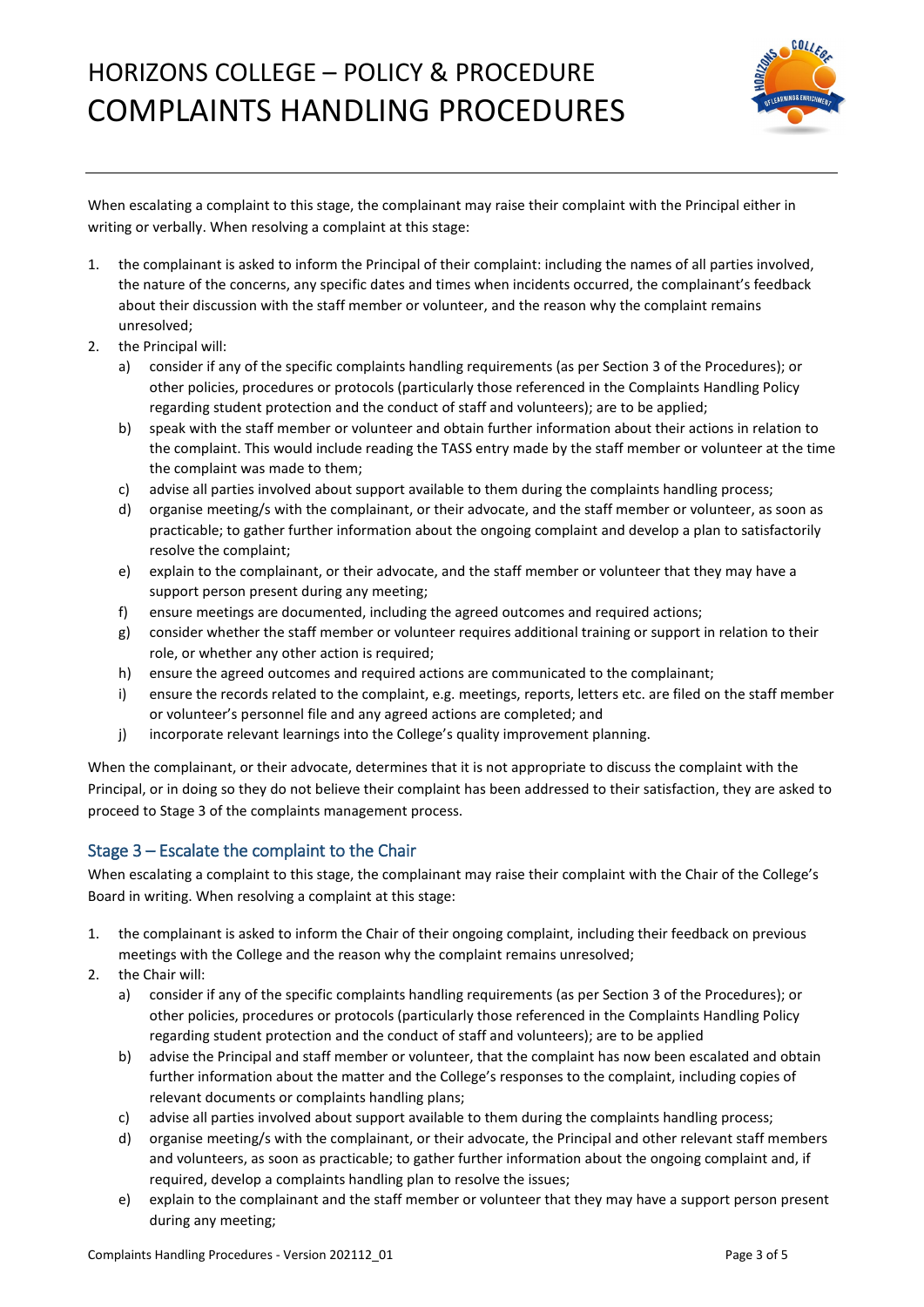When escalating a complaint to this stage, the complainant may raise their complaint with the Principal either in writing or verbally. When resolving a complaint at this stage:

1. the complainant is asked to inform the Principal of their complaint: including the names of all parties involved, the nature of the concerns, any specific dates and times when incidents occurred, the complainant's feedback about their discussion with the staff member or volunteer, and the reason why the complaint remains unresolved;
2. the Principal will:
   a) consider if any of the specific complaints handling requirements (as per Section 3 of the Procedures); or other policies, procedures or protocols (particularly those referenced in the Complaints Handling Policy regarding student protection and the conduct of staff and volunteers); are to be applied;
   b) speak with the staff member or volunteer and obtain further information about their actions in relation to the complaint. This would include reading the TASS entry made by the staff member or volunteer at the time the complaint was made to them;
   c) advise all parties involved about support available to them during the complaints handling process;
   d) organise meeting/s with the complainant, or their advocate, and the staff member or volunteer, as soon as practicable; to gather further information about the ongoing complaint and develop a plan to satisfactorily resolve the complaint;
   e) explain to the complainant, or their advocate, and the staff member or volunteer that they may have a support person present during any meeting;
   f) ensure meetings are documented, including the agreed outcomes and required actions;
   g) consider whether the staff member or volunteer requires additional training or support in relation to their role, or whether any other action is required;
   h) ensure the agreed outcomes and required actions are communicated to the complainant;
   i) ensure the records related to the complaint, e.g. meetings, reports, letters etc. are filed on the staff member or volunteer's personnel file and any agreed actions are completed; and
   j) incorporate relevant learnings into the College's quality improvement planning.

When the complainant, or their advocate, determines that it is not appropriate to discuss the complaint with the Principal, or in doing so they do not believe their complaint has been addressed to their satisfaction, they are asked to proceed to Stage 3 of the complaints management process.

## Stage 3 – Escalate the complaint to the Chair

When escalating a complaint to this stage, the complainant may raise their complaint with the Chair of the College's Board in writing. When resolving a complaint at this stage:

1. the complainant is asked to inform the Chair of their ongoing complaint, including their feedback on previous meetings with the College and the reason why the complaint remains unresolved;
2. the Chair will:
   a) consider if any of the specific complaints handling requirements (as per Section 3 of the Procedures); or other policies, procedures or protocols (particularly those referenced in the Complaints Handling Policy regarding student protection and the conduct of staff and volunteers); are to be applied
   b) advise the Principal and staff member or volunteer, that the complaint has now been escalated and obtain further information about the matter and the College's responses to the complaint, including copies of relevant documents or complaints handling plans;
   c) advise all parties involved about support available to them during the complaints handling process;
   d) organise meeting/s with the complainant, or their advocate, the Principal and other relevant staff members and volunteers, as soon as practicable; to gather further information about the ongoing complaint and, if required, develop a complaints handling plan to resolve the issues;
   e) explain to the complainant and the staff member or volunteer that they may have a support person present during any meeting;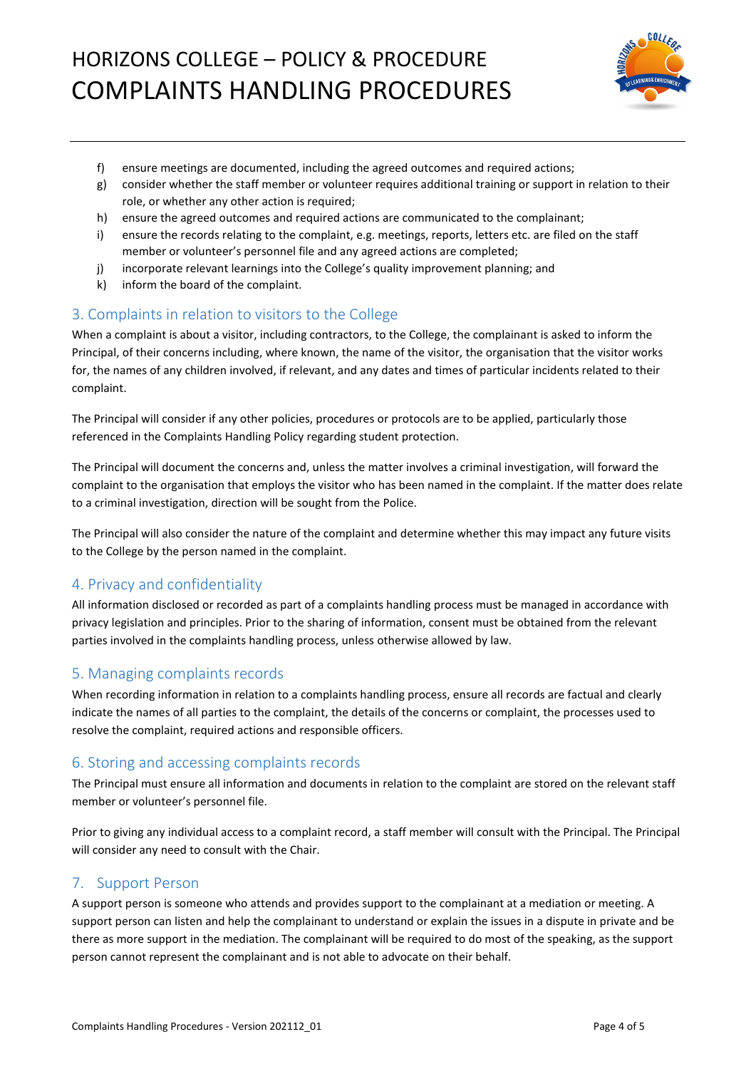f) ensure meetings are documented, including the agreed outcomes and required actions;
g) consider whether the staff member or volunteer requires additional training or support in relation to their role, or whether any other action is required;
h) ensure the agreed outcomes and required actions are communicated to the complainant;
i) ensure the records relating to the complaint, e.g. meetings, reports, letters etc. are filed on the staff member or volunteer's personnel file and any agreed actions are completed;
j) incorporate relevant learnings into the College's quality improvement planning; and
k) inform the board of the complaint.

## 3. Complaints in relation to visitors to the College

When a complaint is about a visitor, including contractors, to the College, the complainant is asked to inform the Principal, of their concerns including, where known, the name of the visitor, the organisation that the visitor works for, the names of any children involved, if relevant, and any dates and times of particular incidents related to their complaint.

The Principal will consider if any other policies, procedures or protocols are to be applied, particularly those referenced in the Complaints Handling Policy regarding student protection.

The Principal will document the concerns and, unless the matter involves a criminal investigation, will forward the complaint to the organisation that employs the visitor who has been named in the complaint. If the matter does relate to a criminal investigation, direction will be sought from the Police.

The Principal will also consider the nature of the complaint and determine whether this may impact any future visits to the College by the person named in the complaint.

## 4. Privacy and confidentiality

All information disclosed or recorded as part of a complaints handling process must be managed in accordance with privacy legislation and principles. Prior to the sharing of information, consent must be obtained from the relevant parties involved in the complaints handling process, unless otherwise allowed by law.

## 5. Managing complaints records

When recording information in relation to a complaints handling process, ensure all records are factual and clearly indicate the names of all parties to the complaint, the details of the concerns or complaint, the processes used to resolve the complaint, required actions and responsible officers.

## 6. Storing and accessing complaints records

The Principal must ensure all information and documents in relation to the complaint are stored on the relevant staff member or volunteer's personnel file.

Prior to giving any individual access to a complaint record, a staff member will consult with the Principal. The Principal will consider any need to consult with the Chair.

## 7. Support Person

A support person is someone who attends and provides support to the complainant at a mediation or meeting. A support person can listen and help the complainant to understand or explain the issues in a dispute in private and be there as more support in the mediation. The complainant will be required to do most of the speaking, as the support person cannot represent the complainant and is not able to advocate on their behalf.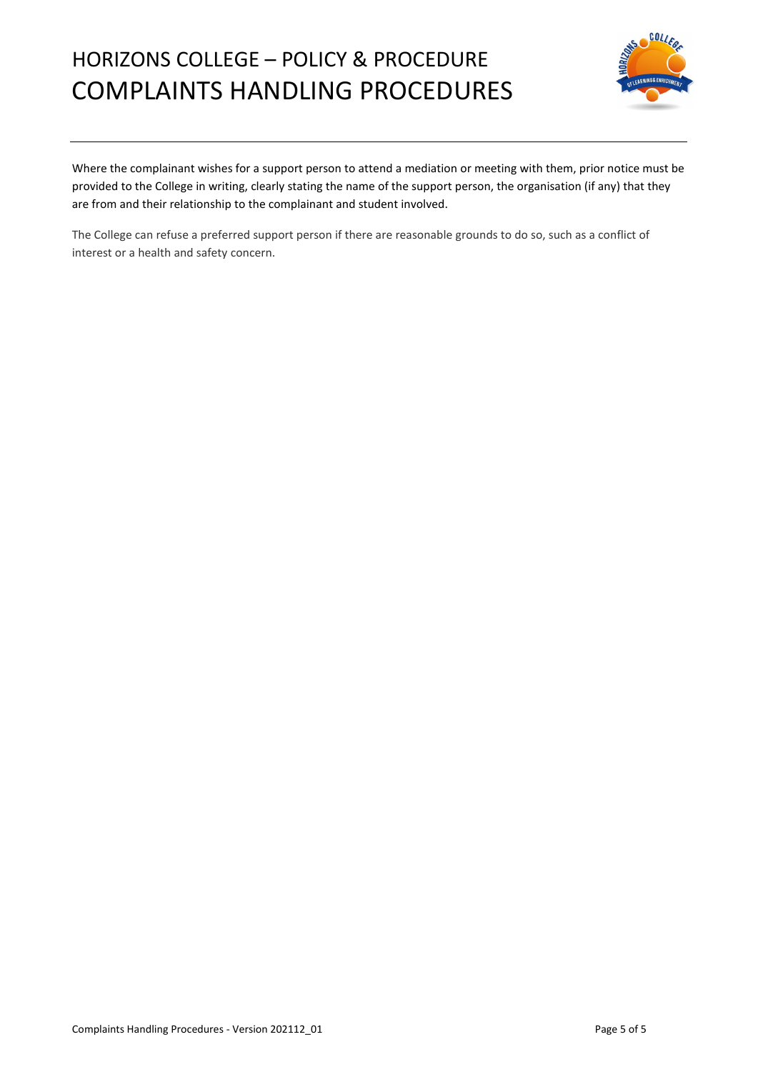Where the complainant wishes for a support person to attend a mediation or meeting with them, prior notice must be provided to the College in writing, clearly stating the name of the support person, the organisation (if any) that they are from and their relationship to the complainant and student involved.

The College can refuse a preferred support person if there are reasonable grounds to do so, such as a conflict of interest or a health and safety concern.